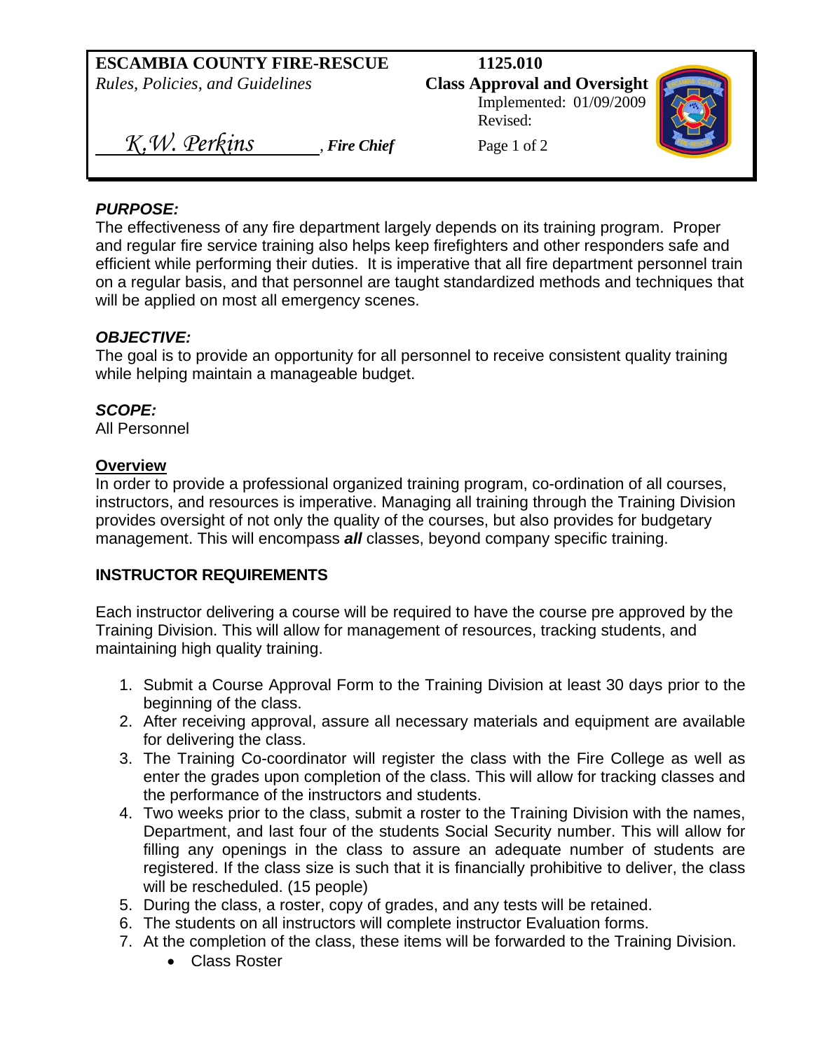**ESCAMBIA COUNTY FIRE-RESCUE**
*Rules, Policies, and Guidelines*

*K.W. Perkins*, ***Fire Chief***

**1125.010**
**Class Approval and Oversight**
Implemented: 01/09/2009
Revised:

### *PURPOSE:*

The effectiveness of any fire department largely depends on its training program. Proper and regular fire service training also helps keep firefighters and other responders safe and efficient while performing their duties. It is imperative that all fire department personnel train on a regular basis, and that personnel are taught standardized methods and techniques that will be applied on most all emergency scenes.

### *OBJECTIVE:*

The goal is to provide an opportunity for all personnel to receive consistent quality training while helping maintain a manageable budget.

### *SCOPE:*

All Personnel

## Overview

In order to provide a professional organized training program, co-ordination of all courses, instructors, and resources is imperative. Managing all training through the Training Division provides oversight of not only the quality of the courses, but also provides for budgetary management. This will encompass ***all*** classes, beyond company specific training.

## INSTRUCTOR REQUIREMENTS

Each instructor delivering a course will be required to have the course pre approved by the Training Division. This will allow for management of resources, tracking students, and maintaining high quality training.

1. Submit a Course Approval Form to the Training Division at least 30 days prior to the beginning of the class.
2. After receiving approval, assure all necessary materials and equipment are available for delivering the class.
3. The Training Co-coordinator will register the class with the Fire College as well as enter the grades upon completion of the class. This will allow for tracking classes and the performance of the instructors and students.
4. Two weeks prior to the class, submit a roster to the Training Division with the names, Department, and last four of the students Social Security number. This will allow for filling any openings in the class to assure an adequate number of students are registered. If the class size is such that it is financially prohibitive to deliver, the class will be rescheduled. (15 people)
5. During the class, a roster, copy of grades, and any tests will be retained.
6. The students on all instructors will complete instructor Evaluation forms.
7. At the completion of the class, these items will be forwarded to the Training Division.
    - Class Roster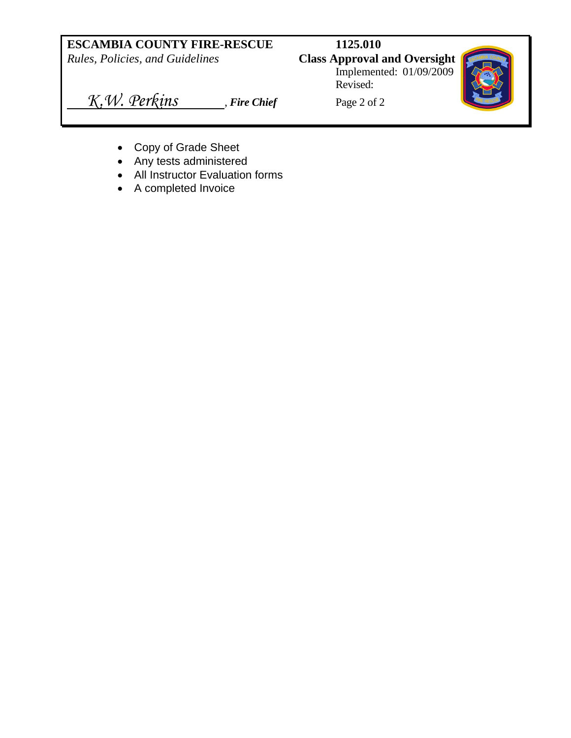- Copy of Grade Sheet
- Any tests administered
- All Instructor Evaluation forms
- A completed Invoice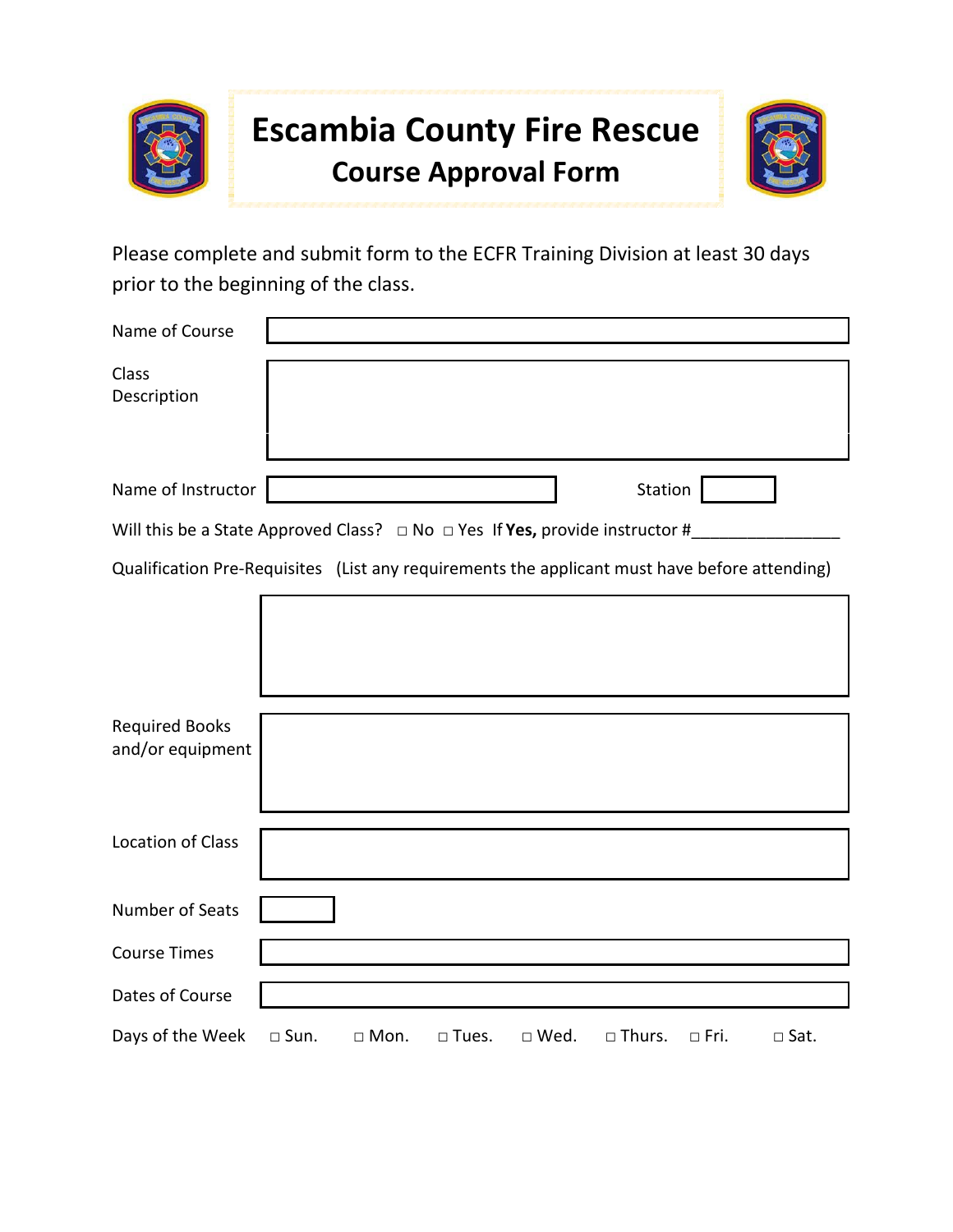# Escambia County Fire Rescue

## Course Approval Form

Please complete and submit form to the ECFR Training Division at least 30 days prior to the beginning of the class.

Name of Course

Class Description

Name of Instructor  Station

Will this be a State Approved Class? □ No □ Yes If **Yes,** provide instructor #_______________

Qualification Pre-Requisites (List any requirements the applicant must have before attending)

Required Books and/or equipment

Location of Class

Number of Seats

Course Times

Dates of Course

Days of the Week □ Sun. □ Mon. □ Tues. □ Wed. □ Thurs. □ Fri. □ Sat.